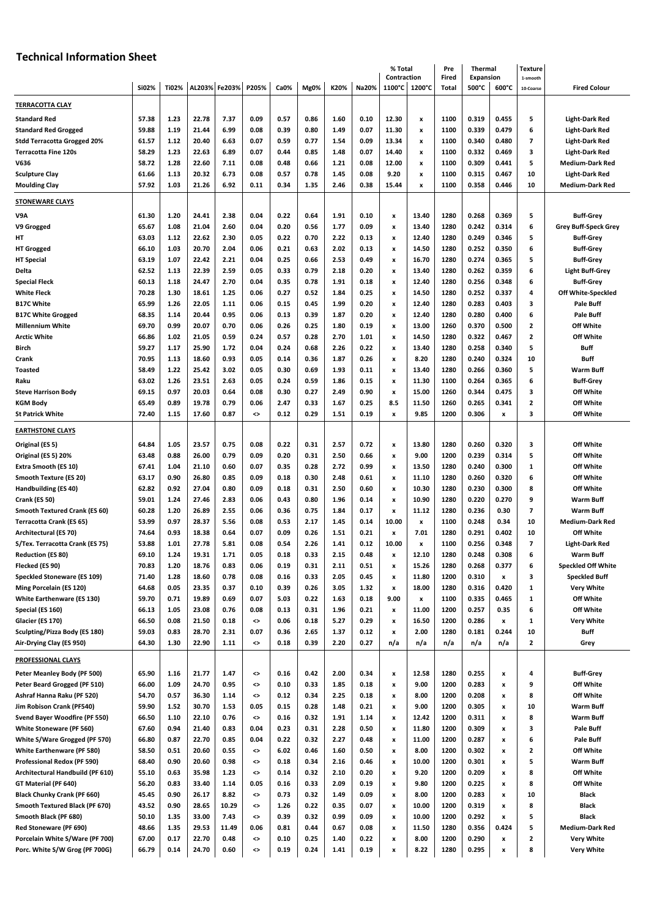# Technical Information Sheet

| | SiO2% | TiO2% | AL2O3% | Fe2O3% | P2O5% | CaO% | MgO% | K2O% | Na2O% | % Total Contraction 1100°C | % Total Contraction 1200°C | Pre Fired Total | Thermal Expansion 500°C | Thermal Expansion 600°C | Texture 1-smooth 10-Coarse | Fired Colour |
|---|---|---|---|---|---|---|---|---|---|---|---|---|---|---|---|---|
| **TERRACOTTA CLAY** | | | | | | | | | | | | | | | | |
| **Standard Red** | 57.38 | 1.23 | 22.78 | 7.37 | 0.09 | 0.57 | 0.86 | 1.60 | 0.10 | 12.30 | x | 1100 | 0.319 | 0.455 | 5 | Light-Dark Red |
| **Standard Red Grogged** | 59.88 | 1.19 | 21.44 | 6.99 | 0.08 | 0.39 | 0.80 | 1.49 | 0.07 | 11.30 | x | 1100 | 0.339 | 0.479 | 6 | Light-Dark Red |
| **Stdd Terracotta Grogged 20%** | 61.57 | 1.12 | 20.40 | 6.63 | 0.07 | 0.59 | 0.77 | 1.54 | 0.09 | 13.34 | x | 1100 | 0.340 | 0.480 | 7 | Light-Dark Red |
| **Terracotta Fine 120s** | 58.29 | 1.23 | 22.63 | 6.89 | 0.07 | 0.44 | 0.85 | 1.48 | 0.07 | 14.40 | x | 1100 | 0.332 | 0.469 | 3 | Light-Dark Red |
| **V636** | 58.72 | 1.28 | 22.60 | 7.11 | 0.08 | 0.48 | 0.66 | 1.21 | 0.08 | 12.00 | x | 1100 | 0.309 | 0.441 | 5 | Medium-Dark Red |
| **Sculpture Clay** | 61.66 | 1.13 | 20.32 | 6.73 | 0.08 | 0.57 | 0.78 | 1.45 | 0.08 | 9.20 | x | 1100 | 0.315 | 0.467 | 10 | Light-Dark Red |
| **Moulding Clay** | 57.92 | 1.03 | 21.26 | 6.92 | 0.11 | 0.34 | 1.35 | 2.46 | 0.38 | 15.44 | x | 1100 | 0.358 | 0.446 | 10 | Medium-Dark Red |
| **STONEWARE CLAYS** | | | | | | | | | | | | | | | | |
| **V9A** | 61.30 | 1.20 | 24.41 | 2.38 | 0.04 | 0.22 | 0.64 | 1.91 | 0.10 | x | 13.40 | 1280 | 0.268 | 0.369 | 5 | Buff-Grey |
| **V9 Grogged** | 65.67 | 1.08 | 21.04 | 2.60 | 0.04 | 0.20 | 0.56 | 1.77 | 0.09 | x | 13.40 | 1280 | 0.242 | 0.314 | 6 | Grey Buff-Speck Grey |
| **HT** | 63.03 | 1.12 | 22.62 | 2.30 | 0.05 | 0.22 | 0.70 | 2.22 | 0.13 | x | 12.40 | 1280 | 0.249 | 0.346 | 5 | Buff-Grey |
| **HT Grogged** | 66.10 | 1.03 | 20.70 | 2.04 | 0.06 | 0.21 | 0.63 | 2.02 | 0.13 | x | 14.50 | 1280 | 0.252 | 0.350 | 6 | Buff-Grey |
| **HT Special** | 63.19 | 1.07 | 22.42 | 2.21 | 0.04 | 0.25 | 0.66 | 2.53 | 0.49 | x | 16.70 | 1280 | 0.274 | 0.365 | 5 | Buff-Grey |
| **Delta** | 62.52 | 1.13 | 22.39 | 2.59 | 0.05 | 0.33 | 0.79 | 2.18 | 0.20 | x | 13.40 | 1280 | 0.262 | 0.359 | 6 | Light Buff-Grey |
| **Special Fleck** | 60.13 | 1.18 | 24.47 | 2.70 | 0.04 | 0.35 | 0.78 | 1.91 | 0.18 | x | 12.40 | 1280 | 0.256 | 0.348 | 6 | Buff-Grey |
| **White Fleck** | 70.28 | 1.30 | 18.61 | 1.25 | 0.06 | 0.27 | 0.52 | 1.84 | 0.25 | x | 14.50 | 1280 | 0.252 | 0.337 | 4 | Off White-Speckled |
| **B17C White** | 65.99 | 1.26 | 22.05 | 1.11 | 0.06 | 0.15 | 0.45 | 1.99 | 0.20 | x | 12.40 | 1280 | 0.283 | 0.403 | 3 | Pale Buff |
| **B17C White Grogged** | 68.35 | 1.14 | 20.44 | 0.95 | 0.06 | 0.13 | 0.39 | 1.87 | 0.20 | x | 12.40 | 1280 | 0.280 | 0.400 | 6 | Pale Buff |
| **Millennium White** | 69.70 | 0.99 | 20.07 | 0.70 | 0.06 | 0.26 | 0.25 | 1.80 | 0.19 | x | 13.00 | 1260 | 0.370 | 0.500 | 2 | Off White |
| **Arctic White** | 66.86 | 1.02 | 21.05 | 0.59 | 0.24 | 0.57 | 0.28 | 2.70 | 1.01 | x | 14.50 | 1280 | 0.322 | 0.467 | 2 | Off White |
| **Birch** | 59.27 | 1.17 | 25.90 | 1.72 | 0.04 | 0.24 | 0.68 | 2.26 | 0.22 | x | 13.40 | 1280 | 0.258 | 0.340 | 5 | Buff |
| **Crank** | 70.95 | 1.13 | 18.60 | 0.93 | 0.05 | 0.14 | 0.36 | 1.87 | 0.26 | x | 8.20 | 1280 | 0.240 | 0.324 | 10 | Buff |
| **Toasted** | 58.49 | 1.22 | 25.42 | 3.02 | 0.05 | 0.30 | 0.69 | 1.93 | 0.11 | x | 13.40 | 1280 | 0.266 | 0.360 | 5 | Warm Buff |
| **Raku** | 63.02 | 1.26 | 23.51 | 2.63 | 0.05 | 0.24 | 0.59 | 1.86 | 0.15 | x | 11.30 | 1100 | 0.264 | 0.365 | 6 | Buff-Grey |
| **Steve Harrison Body** | 69.15 | 0.97 | 20.03 | 0.64 | 0.08 | 0.30 | 0.27 | 2.49 | 0.90 | x | 15.00 | 1260 | 0.344 | 0.475 | 3 | Off White |
| **KGM Body** | 65.49 | 0.89 | 19.78 | 0.79 | 0.06 | 2.47 | 0.33 | 1.67 | 0.25 | 8.5 | 11.50 | 1260 | 0.265 | 0.341 | 2 | Off White |
| **St Patrick White** | 72.40 | 1.15 | 17.60 | 0.87 | <> | 0.12 | 0.29 | 1.51 | 0.19 | x | 9.85 | 1200 | 0.306 | x | 3 | Off White |
| **EARTHSTONE CLAYS** | | | | | | | | | | | | | | | | |
| **Original (ES 5)** | 64.84 | 1.05 | 23.57 | 0.75 | 0.08 | 0.22 | 0.31 | 2.57 | 0.72 | x | 13.80 | 1280 | 0.260 | 0.320 | 3 | Off White |
| **Original (ES 5) 20%** | 63.48 | 0.88 | 26.00 | 0.79 | 0.09 | 0.20 | 0.31 | 2.50 | 0.66 | x | 9.00 | 1200 | 0.239 | 0.314 | 5 | Off White |
| **Extra Smooth (ES 10)** | 67.41 | 1.04 | 21.10 | 0.60 | 0.07 | 0.35 | 0.28 | 2.72 | 0.99 | x | 13.50 | 1280 | 0.240 | 0.300 | 1 | Off White |
| **Smooth Texture (ES 20)** | 63.17 | 0.90 | 26.80 | 0.85 | 0.09 | 0.18 | 0.30 | 2.48 | 0.61 | x | 11.10 | 1280 | 0.260 | 0.320 | 6 | Off White |
| **Handbuilding (ES 40)** | 62.82 | 0.92 | 27.04 | 0.80 | 0.09 | 0.18 | 0.31 | 2.50 | 0.60 | x | 10.30 | 1280 | 0.230 | 0.300 | 8 | Off White |
| **Crank (ES 50)** | 59.01 | 1.24 | 27.46 | 2.83 | 0.06 | 0.43 | 0.80 | 1.96 | 0.14 | x | 10.90 | 1280 | 0.220 | 0.270 | 9 | Warm Buff |
| **Smooth Textured Crank (ES 60)** | 60.28 | 1.20 | 26.89 | 2.55 | 0.06 | 0.36 | 0.75 | 1.84 | 0.17 | x | 11.12 | 1280 | 0.236 | 0.30 | 7 | Warm Buff |
| **Terracotta Crank (ES 65)** | 53.99 | 0.97 | 28.37 | 5.56 | 0.08 | 0.53 | 2.17 | 1.45 | 0.14 | 10.00 | x | 1100 | 0.248 | 0.34 | 10 | Medium-Dark Red |
| **Architectural (ES 70)** | 74.64 | 0.93 | 18.38 | 0.64 | 0.07 | 0.09 | 0.26 | 1.51 | 0.21 | x | 7.01 | 1280 | 0.291 | 0.402 | 10 | Off White |
| **S/Tex. Terracotta Crank (ES 75)** | 53.88 | 1.01 | 27.78 | 5.81 | 0.08 | 0.54 | 2.26 | 1.41 | 0.12 | 10.00 | x | 1100 | 0.256 | 0.348 | 7 | Light-Dark Red |
| **Reduction (ES 80)** | 69.10 | 1.24 | 19.31 | 1.71 | 0.05 | 0.18 | 0.33 | 2.15 | 0.48 | x | 12.10 | 1280 | 0.248 | 0.308 | 6 | Warm Buff |
| **Flecked (ES 90)** | 70.83 | 1.20 | 18.76 | 0.83 | 0.06 | 0.19 | 0.31 | 2.11 | 0.51 | x | 15.26 | 1280 | 0.268 | 0.377 | 6 | Speckled Off White |
| **Speckled Stoneware (ES 109)** | 71.40 | 1.28 | 18.60 | 0.78 | 0.08 | 0.16 | 0.33 | 2.05 | 0.45 | x | 11.80 | 1200 | 0.310 | x | 3 | Speckled Buff |
| **Ming Porcelain (ES 120)** | 64.68 | 0.05 | 23.35 | 0.37 | 0.10 | 0.39 | 0.26 | 3.05 | 1.32 | x | 18.00 | 1280 | 0.316 | 0.420 | 1 | Very White |
| **White Earthenware (ES 130)** | 59.70 | 0.71 | 19.89 | 0.69 | 0.07 | 5.03 | 0.22 | 1.63 | 0.18 | 9.00 | x | 1100 | 0.335 | 0.465 | 1 | Off White |
| **Special (ES 160)** | 66.13 | 1.05 | 23.08 | 0.76 | 0.08 | 0.13 | 0.31 | 1.96 | 0.21 | x | 11.00 | 1200 | 0.257 | 0.35 | 6 | Off White |
| **Glacier (ES 170)** | 66.50 | 0.08 | 21.50 | 0.18 | <> | 0.06 | 0.18 | 5.27 | 0.29 | x | 16.50 | 1200 | 0.286 | x | 1 | Very White |
| **Sculpting/Pizza Body (ES 180)** | 59.03 | 0.83 | 28.70 | 2.31 | 0.07 | 0.36 | 2.65 | 1.37 | 0.12 | x | 2.00 | 1280 | 0.181 | 0.244 | 10 | Buff |
| **Air-Drying Clay (ES 950)** | 64.30 | 1.30 | 22.90 | 1.11 | <> | 0.18 | 0.39 | 2.20 | 0.27 | n/a | n/a | n/a | n/a | n/a | 2 | Grey |
| **PROFESSIONAL CLAYS** | | | | | | | | | | | | | | | | |
| **Peter Meanley Body (PF 500)** | 65.90 | 1.16 | 21.77 | 1.47 | <> | 0.16 | 0.42 | 2.00 | 0.34 | x | 12.58 | 1280 | 0.255 | x | 4 | Buff-Grey |
| **Peter Beard Grogged (PF 510)** | 66.00 | 1.09 | 24.70 | 0.95 | <> | 0.10 | 0.33 | 1.85 | 0.18 | x | 9.00 | 1200 | 0.283 | x | 9 | Off White |
| **Ashraf Hanna Raku (PF 520)** | 54.70 | 0.57 | 36.30 | 1.14 | <> | 0.12 | 0.34 | 2.25 | 0.18 | x | 8.00 | 1200 | 0.208 | x | 8 | Off White |
| **Jim Robison Crank (PF540)** | 59.90 | 1.52 | 30.70 | 1.53 | 0.05 | 0.15 | 0.28 | 1.48 | 0.21 | x | 9.00 | 1200 | 0.305 | x | 10 | Warm Buff |
| **Svend Bayer Woodfire (PF 550)** | 66.50 | 1.10 | 22.10 | 0.76 | <> | 0.16 | 0.32 | 1.91 | 1.14 | x | 12.42 | 1280 | 0.311 | x | 8 | Warm Buff |
| **White Stoneware (PF 560)** | 67.60 | 0.94 | 21.40 | 0.83 | 0.04 | 0.23 | 0.31 | 2.28 | 0.50 | x | 11.80 | 1200 | 0.309 | x | 3 | Pale Buff |
| **White S/Ware Grogged (PF 570)** | 66.80 | 0.87 | 22.70 | 0.85 | 0.04 | 0.22 | 0.32 | 2.27 | 0.48 | x | 11.00 | 1200 | 0.287 | x | 6 | Pale Buff |
| **White Earthenware (PF 580)** | 58.50 | 0.51 | 20.60 | 0.55 | <> | 6.02 | 0.46 | 1.60 | 0.50 | x | 8.00 | 1200 | 0.302 | x | 2 | Off White |
| **Professional Redox (PF 590)** | 68.40 | 0.90 | 20.60 | 0.98 | <> | 0.18 | 0.34 | 2.16 | 0.46 | x | 10.00 | 1200 | 0.301 | x | 5 | Warm Buff |
| **Architectural Handbuild (PF 610)** | 55.10 | 0.63 | 35.98 | 1.23 | <> | 0.14 | 0.32 | 2.10 | 0.20 | x | 9.20 | 1200 | 0.209 | x | 8 | Off White |
| **GT Material (PF 640)** | 56.20 | 0.83 | 33.40 | 1.14 | 0.05 | 0.16 | 0.33 | 2.09 | 0.19 | x | 9.80 | 1200 | 0.225 | x | 8 | Off White |
| **Black Chunky Crank (PF 660)** | 45.45 | 0.90 | 26.17 | 8.82 | <> | 0.73 | 0.32 | 1.49 | 0.09 | x | 8.00 | 1200 | 0.283 | x | 10 | Black |
| **Smooth Textured Black (PF 670)** | 43.52 | 0.90 | 28.65 | 10.29 | <> | 1.26 | 0.22 | 0.35 | 0.07 | x | 10.00 | 1200 | 0.319 | x | 8 | Black |
| **Smooth Black (PF 680)** | 50.10 | 1.35 | 33.00 | 7.43 | <> | 0.39 | 0.32 | 0.99 | 0.09 | x | 10.00 | 1200 | 0.292 | x | 5 | Black |
| **Red Stoneware (PF 690)** | 48.66 | 1.35 | 29.53 | 11.49 | 0.06 | 0.81 | 0.44 | 0.67 | 0.08 | x | 11.50 | 1280 | 0.356 | 0.424 | 5 | Medium-Dark Red |
| **Porcelain White S/Ware (PF 700)** | 67.00 | 0.17 | 22.70 | 0.48 | <> | 0.10 | 0.25 | 1.40 | 0.22 | x | 8.00 | 1200 | 0.290 | x | 2 | Very White |
| **Porc. White S/W Grog (PF 700G)** | 66.79 | 0.14 | 24.70 | 0.60 | <> | 0.19 | 0.24 | 1.41 | 0.19 | x | 8.22 | 1280 | 0.295 | x | 8 | Very White |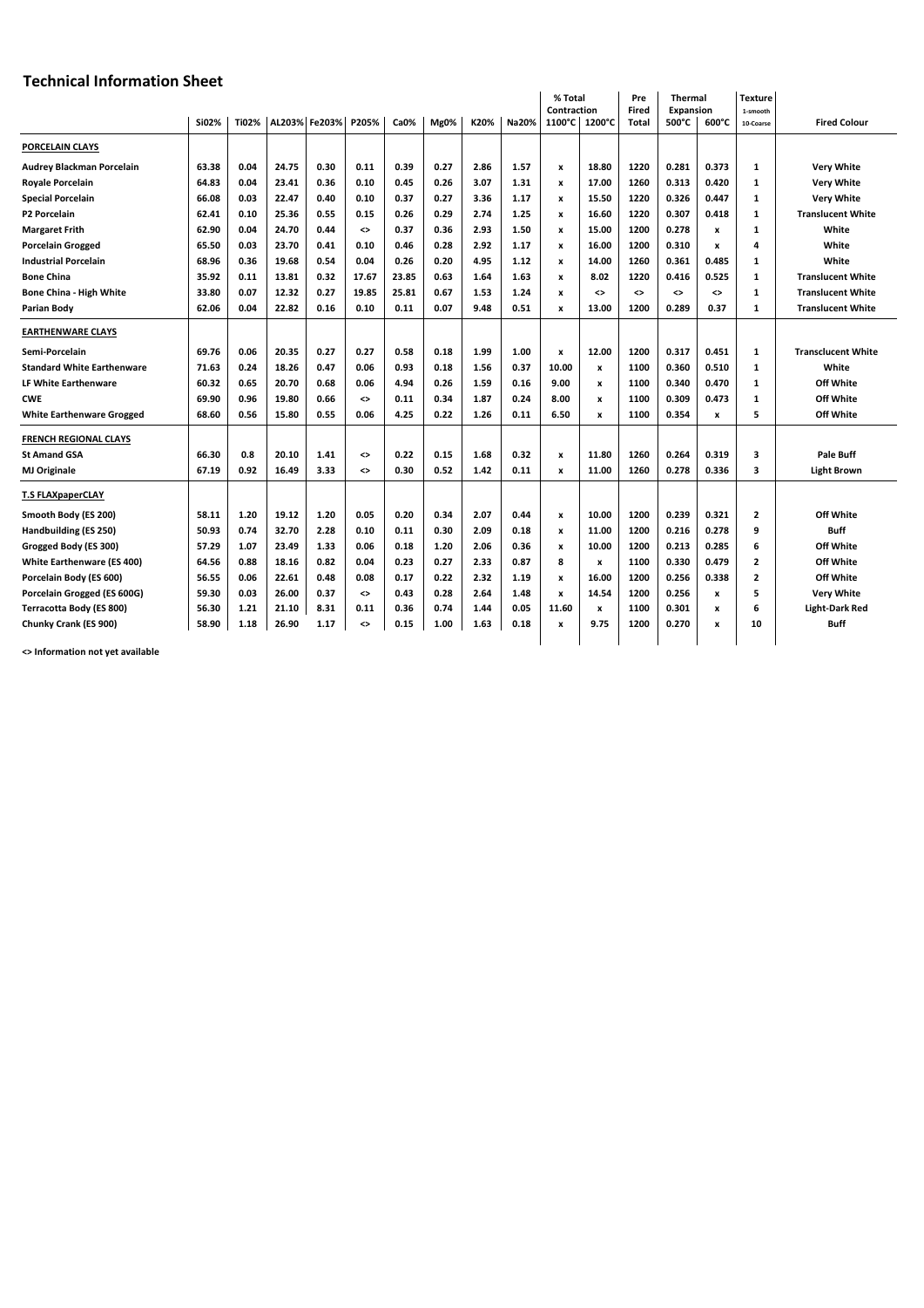## Technical Information Sheet

| | SiO2% | TiO2% | AL2O3% | Fe2O3% | P2O5% | CaO% | MgO% | K2O% | Na2O% | % Total Contraction 1100°C | % Total Contraction 1200°C | Pre Fired Total | Thermal Expansion 500°C | Thermal Expansion 600°C | Texture 1-smooth 10-Coarse | Fired Colour |
|---|---|---|---|---|---|---|---|---|---|---|---|---|---|---|---|---|
| **PORCELAIN CLAYS** | | | | | | | | | | | | | | | | |
| **Audrey Blackman Porcelain** | 63.38 | 0.04 | 24.75 | 0.30 | 0.11 | 0.39 | 0.27 | 2.86 | 1.57 | x | 18.80 | 1220 | 0.281 | 0.373 | 1 | Very White |
| **Royale Porcelain** | 64.83 | 0.04 | 23.41 | 0.36 | 0.10 | 0.45 | 0.26 | 3.07 | 1.31 | x | 17.00 | 1260 | 0.313 | 0.420 | 1 | Very White |
| **Special Porcelain** | 66.08 | 0.03 | 22.47 | 0.40 | 0.10 | 0.37 | 0.27 | 3.36 | 1.17 | x | 15.50 | 1220 | 0.326 | 0.447 | 1 | Very White |
| **P2 Porcelain** | 62.41 | 0.10 | 25.36 | 0.55 | 0.15 | 0.26 | 0.29 | 2.74 | 1.25 | x | 16.60 | 1220 | 0.307 | 0.418 | 1 | Translucent White |
| **Margaret Frith** | 62.90 | 0.04 | 24.70 | 0.44 | <> | 0.37 | 0.36 | 2.93 | 1.50 | x | 15.00 | 1200 | 0.278 | x | 1 | White |
| **Porcelain Grogged** | 65.50 | 0.03 | 23.70 | 0.41 | 0.10 | 0.46 | 0.28 | 2.92 | 1.17 | x | 16.00 | 1200 | 0.310 | x | 4 | White |
| **Industrial Porcelain** | 68.96 | 0.36 | 19.68 | 0.54 | 0.04 | 0.26 | 0.20 | 4.95 | 1.12 | x | 14.00 | 1260 | 0.361 | 0.485 | 1 | White |
| **Bone China** | 35.92 | 0.11 | 13.81 | 0.32 | 17.67 | 23.85 | 0.63 | 1.64 | 1.63 | x | 8.02 | 1220 | 0.416 | 0.525 | 1 | Translucent White |
| **Bone China - High White** | 33.80 | 0.07 | 12.32 | 0.27 | 19.85 | 25.81 | 0.67 | 1.53 | 1.24 | x | <> | <> | <> | <> | 1 | Translucent White |
| **Parian Body** | 62.06 | 0.04 | 22.82 | 0.16 | 0.10 | 0.11 | 0.07 | 9.48 | 0.51 | x | 13.00 | 1200 | 0.289 | 0.37 | 1 | Translucent White |
| **EARTHENWARE CLAYS** | | | | | | | | | | | | | | | | |
| **Semi-Porcelain** | 69.76 | 0.06 | 20.35 | 0.27 | 0.27 | 0.58 | 0.18 | 1.99 | 1.00 | x | 12.00 | 1200 | 0.317 | 0.451 | 1 | Transclucent White |
| **Standard White Earthenware** | 71.63 | 0.24 | 18.26 | 0.47 | 0.06 | 0.93 | 0.18 | 1.56 | 0.37 | 10.00 | x | 1100 | 0.360 | 0.510 | 1 | White |
| **LF White Earthenware** | 60.32 | 0.65 | 20.70 | 0.68 | 0.06 | 4.94 | 0.26 | 1.59 | 0.16 | 9.00 | x | 1100 | 0.340 | 0.470 | 1 | Off White |
| **CWE** | 69.90 | 0.96 | 19.80 | 0.66 | <> | 0.11 | 0.34 | 1.87 | 0.24 | 8.00 | x | 1100 | 0.309 | 0.473 | 1 | Off White |
| **White Earthenware Grogged** | 68.60 | 0.56 | 15.80 | 0.55 | 0.06 | 4.25 | 0.22 | 1.26 | 0.11 | 6.50 | x | 1100 | 0.354 | x | 5 | Off White |
| **FRENCH REGIONAL CLAYS** | | | | | | | | | | | | | | | | |
| **St Amand GSA** | 66.30 | 0.8 | 20.10 | 1.41 | <> | 0.22 | 0.15 | 1.68 | 0.32 | x | 11.80 | 1260 | 0.264 | 0.319 | 3 | Pale Buff |
| **MJ Originale** | 67.19 | 0.92 | 16.49 | 3.33 | <> | 0.30 | 0.52 | 1.42 | 0.11 | x | 11.00 | 1260 | 0.278 | 0.336 | 3 | Light Brown |
| **T.S FLAXpaperCLAY** | | | | | | | | | | | | | | | | |
| **Smooth Body (ES 200)** | 58.11 | 1.20 | 19.12 | 1.20 | 0.05 | 0.20 | 0.34 | 2.07 | 0.44 | x | 10.00 | 1200 | 0.239 | 0.321 | 2 | Off White |
| **Handbuilding (ES 250)** | 50.93 | 0.74 | 32.70 | 2.28 | 0.10 | 0.11 | 0.30 | 2.09 | 0.18 | x | 11.00 | 1200 | 0.216 | 0.278 | 9 | Buff |
| **Grogged Body (ES 300)** | 57.29 | 1.07 | 23.49 | 1.33 | 0.06 | 0.18 | 1.20 | 2.06 | 0.36 | x | 10.00 | 1200 | 0.213 | 0.285 | 6 | Off White |
| **White Earthenware (ES 400)** | 64.56 | 0.88 | 18.16 | 0.82 | 0.04 | 0.23 | 0.27 | 2.33 | 0.87 | 8 | x | 1100 | 0.330 | 0.479 | 2 | Off White |
| **Porcelain Body (ES 600)** | 56.55 | 0.06 | 22.61 | 0.48 | 0.08 | 0.17 | 0.22 | 2.32 | 1.19 | x | 16.00 | 1200 | 0.256 | 0.338 | 2 | Off White |
| **Porcelain Grogged (ES 600G)** | 59.30 | 0.03 | 26.00 | 0.37 | <> | 0.43 | 0.28 | 2.64 | 1.48 | x | 14.54 | 1200 | 0.256 | x | 5 | Very White |
| **Terracotta Body (ES 800)** | 56.30 | 1.21 | 21.10 | 8.31 | 0.11 | 0.36 | 0.74 | 1.44 | 0.05 | 11.60 | x | 1100 | 0.301 | x | 6 | Light-Dark Red |
| **Chunky Crank (ES 900)** | 58.90 | 1.18 | 26.90 | 1.17 | <> | 0.15 | 1.00 | 1.63 | 0.18 | x | 9.75 | 1200 | 0.270 | x | 10 | Buff |

**<> Information not yet available**